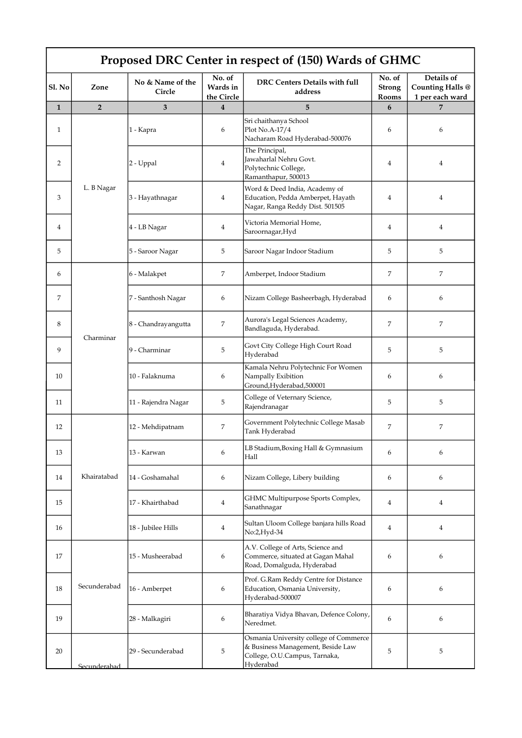# Proposed DRC Center in respect of (150) Wards of GHMC

| Sl. No | Zone | No & Name of the Circle | No. of Wards in the Circle | DRC Centers Details with full address | No. of Strong Rooms | Details of Counting Halls @ 1 per each ward |
|---|---|---|---|---|---|---|
| 1 | 2 | 3 | 4 | 5 | 6 | 7 |
| 1 | L. B Nagar | 1 - Kapra | 6 | Sri chaithanya School Plot No.A-17/4 Nacharam Road Hyderabad-500076 | 6 | 6 |
| 2 | | 2 - Uppal | 4 | The Principal, Jawaharlal Nehru Govt. Polytechnic College, Ramanthapur, 500013 | 4 | 4 |
| 3 | | 3 - Hayathnagar | 4 | Word & Deed India, Academy of Education, Pedda Amberpet, Hayath Nagar, Ranga Reddy Dist. 501505 | 4 | 4 |
| 4 | | 4 - LB Nagar | 4 | Victoria Memorial Home, Saroornagar,Hyd | 4 | 4 |
| 5 | | 5 - Saroor Nagar | 5 | Saroor Nagar Indoor Stadium | 5 | 5 |
| 6 | Charminar | 6 - Malakpet | 7 | Amberpet, Indoor Stadium | 7 | 7 |
| 7 | | 7 - Santhosh Nagar | 6 | Nizam College Basheerbagh, Hyderabad | 6 | 6 |
| 8 | | 8 - Chandrayangutta | 7 | Aurora's Legal Sciences Academy, Bandlaguda, Hyderabad. | 7 | 7 |
| 9 | | 9 - Charminar | 5 | Govt City College High Court Road Hyderabad | 5 | 5 |
| 10 | | 10 - Falaknuma | 6 | Kamala Nehru Polytechnic For Women Nampally Exibition Ground,Hyderabad,500001 | 6 | 6 |
| 11 | | 11 - Rajendra Nagar | 5 | College of Veternary Science, Rajendranagar | 5 | 5 |
| 12 | Khairatabad | 12 - Mehdipatnam | 7 | Government Polytechnic College Masab Tank Hyderabad | 7 | 7 |
| 13 | | 13 - Karwan | 6 | LB Stadium,Boxing Hall & Gymnasium Hall | 6 | 6 |
| 14 | | 14 - Goshamahal | 6 | Nizam College, Libery building | 6 | 6 |
| 15 | | 17 - Khairthabad | 4 | GHMC Multipurpose Sports Complex, Sanathnagar | 4 | 4 |
| 16 | | 18 - Jubilee Hills | 4 | Sultan Uloom College banjara hills Road No:2,Hyd-34 | 4 | 4 |
| 17 | Secunderabad | 15 - Musheerabad | 6 | A.V. College of Arts, Science and Commerce, situated at Gagan Mahal Road, Domalguda, Hyderabad | 6 | 6 |
| 18 | | 16 - Amberpet | 6 | Prof. G.Ram Reddy Centre for Distance Education, Osmania University, Hyderabad-500007 | 6 | 6 |
| 19 | | 28 - Malkagiri | 6 | Bharatiya Vidya Bhavan, Defence Colony, Neredmet. | 6 | 6 |
| 20 | Secunderabad | 29 - Secunderabad | 5 | Osmania University college of Commerce & Business Management, Beside Law College, O.U.Campus, Tarnaka, Hyderabad | 5 | 5 |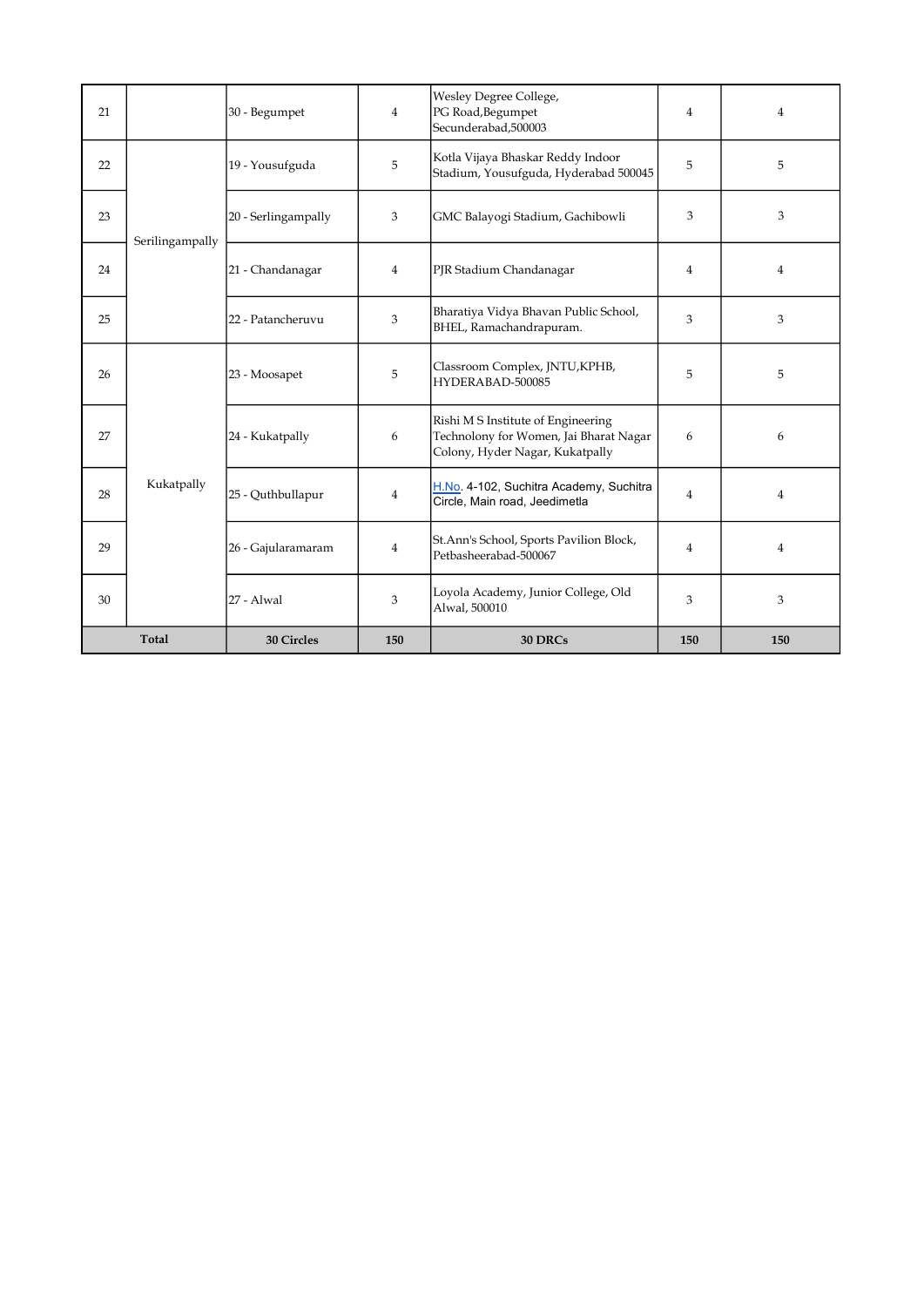| | | | | | | |
|---|---|---|---|---|---|---|
| 21 | | 30 - Begumpet | 4 | Wesley Degree College, PG Road,Begumpet Secunderabad,500003 | 4 | 4 |
| 22 | Serilingampally | 19 - Yousufguda | 5 | Kotla Vijaya Bhaskar Reddy Indoor Stadium, Yousufguda, Hyderabad 500045 | 5 | 5 |
| 23 | | 20 - Serlingampally | 3 | GMC Balayogi Stadium, Gachibowli | 3 | 3 |
| 24 | | 21 - Chandanagar | 4 | PJR Stadium Chandanagar | 4 | 4 |
| 25 | | 22 - Patancheruvu | 3 | Bharatiya Vidya Bhavan Public School, BHEL, Ramachandrapuram. | 3 | 3 |
| 26 | Kukatpally | 23 - Moosapet | 5 | Classroom Complex, JNTU,KPHB, HYDERABAD-500085 | 5 | 5 |
| 27 | | 24 - Kukatpally | 6 | Rishi M S Institute of Engineering Technolony for Women, Jai Bharat Nagar Colony, Hyder Nagar, Kukatpally | 6 | 6 |
| 28 | | 25 - Quthbullapur | 4 | H.No. 4-102, Suchitra Academy, Suchitra Circle, Main road, Jeedimetla | 4 | 4 |
| 29 | | 26 - Gajularamaram | 4 | St.Ann's School, Sports Pavilion Block, Petbasheerabad-500067 | 4 | 4 |
| 30 | | 27 - Alwal | 3 | Loyola Academy, Junior College, Old Alwal, 500010 | 3 | 3 |
| **Total** | | **30 Circles** | **150** | **30 DRCs** | **150** | **150** |